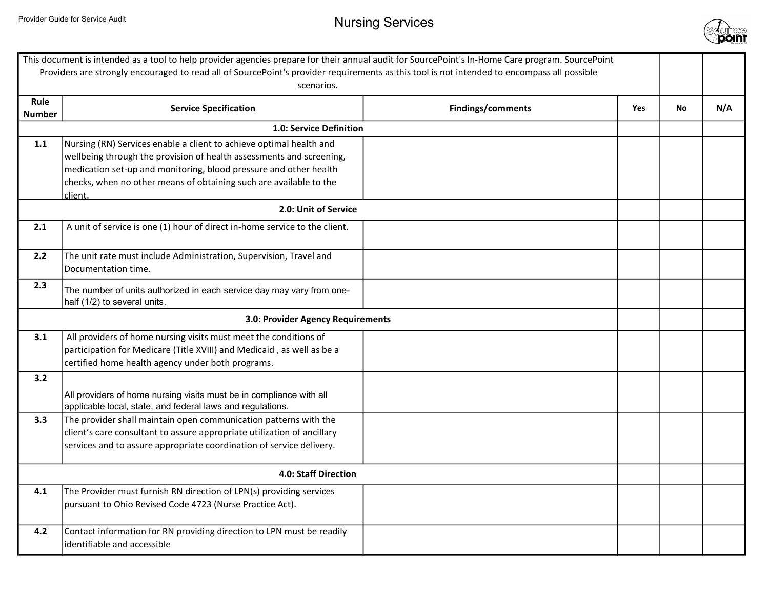# Nursing Services

Provider Guide for Service Audit

| This document is intended as a tool to help provider agencies prepare for their annual audit for SourcePoint's In-Home Care program. SourcePoint Providers are strongly encouraged to read all of SourcePoint's provider requirements as this tool is not intended to encompass all possible scenarios. | | | | | |
|---|---|---|---|---|---|
| **Rule Number** | **Service Specification** | **Findings/comments** | **Yes** | **No** | **N/A** |
| | **1.0: Service Definition** | | | | |
| **1.1** | Nursing (RN) Services enable a client to achieve optimal health and wellbeing through the provision of health assessments and screening, medication set-up and monitoring, blood pressure and other health checks, when no other means of obtaining such are available to the client. | | | | |
| | **2.0: Unit of Service** | | | | |
| **2.1** | A unit of service is one (1) hour of direct in-home service to the client. | | | | |
| **2.2** | The unit rate must include Administration, Supervision, Travel and Documentation time. | | | | |
| **2.3** | The number of units authorized in each service day may vary from one-half (1/2) to several units. | | | | |
| | **3.0: Provider Agency Requirements** | | | | |
| **3.1** | All providers of home nursing visits must meet the conditions of participation for Medicare (Title XVIII) and Medicaid , as well as be a certified home health agency under both programs. | | | | |
| **3.2** | All providers of home nursing visits must be in compliance with all applicable local, state, and federal laws and regulations. | | | | |
| **3.3** | The provider shall maintain open communication patterns with the client's care consultant to assure appropriate utilization of ancillary services and to assure appropriate coordination of service delivery. | | | | |
| | **4.0: Staff Direction** | | | | |
| **4.1** | The Provider must furnish RN direction of LPN(s) providing services pursuant to Ohio Revised Code 4723 (Nurse Practice Act). | | | | |
| **4.2** | Contact information for RN providing direction to LPN must be readily identifiable and accessible | | | | |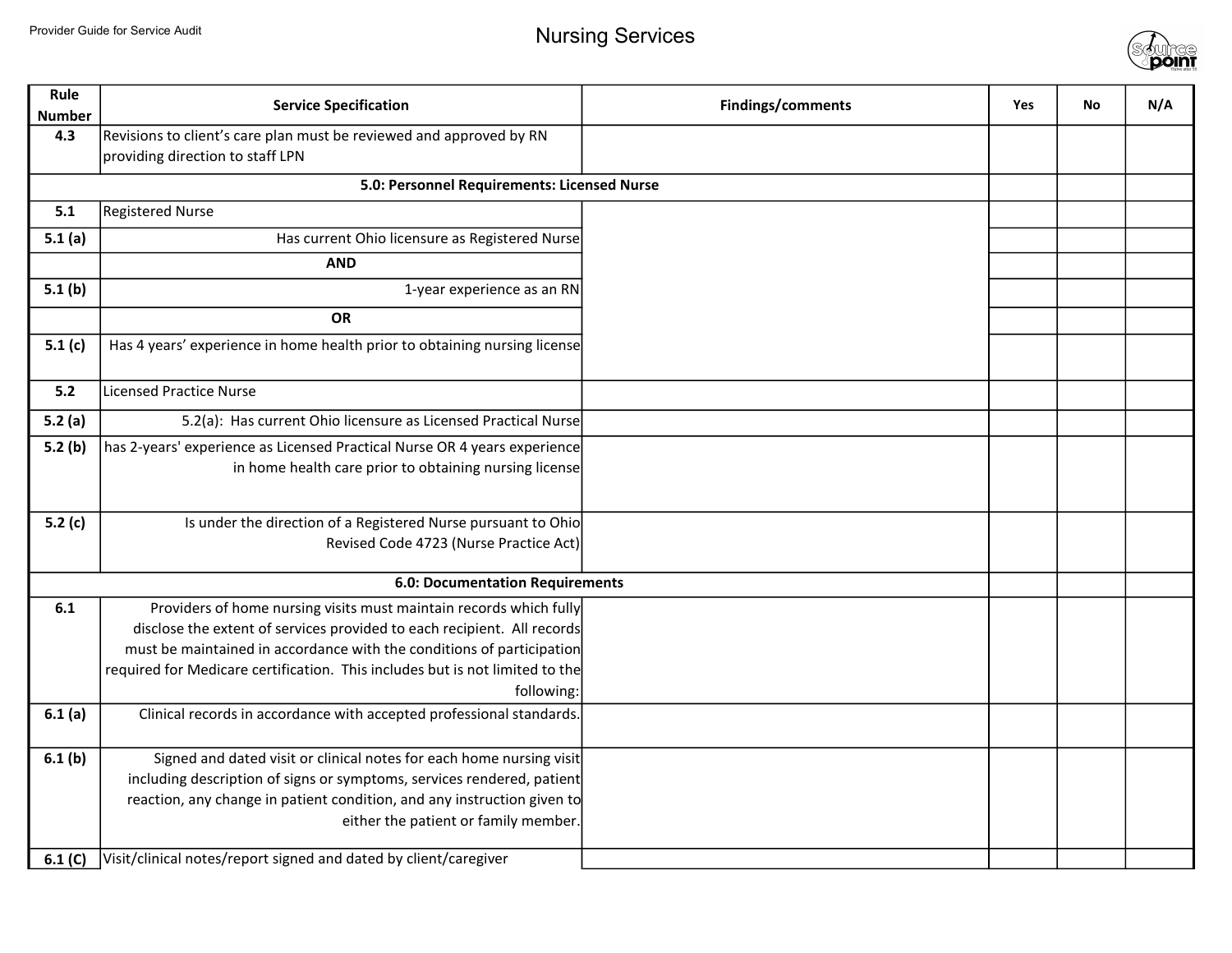# Nursing Services

| Rule Number | Service Specification | Findings/comments | Yes | No | N/A |
| --- | --- | --- | --- | --- | --- |
| 4.3 | Revisions to client's care plan must be reviewed and approved by RN providing direction to staff LPN | | | | |
| **5.0: Personnel Requirements: Licensed Nurse** | | | | | |
| 5.1 | Registered Nurse | | | | |
| 5.1 (a) | Has current Ohio licensure as Registered Nurse | | | | |
| | **AND** | | | | |
| 5.1 (b) | 1-year experience as an RN | | | | |
| | **OR** | | | | |
| 5.1 (c) | Has 4 years' experience in home health prior to obtaining nursing license | | | | |
| 5.2 | Licensed Practice Nurse | | | | |
| 5.2 (a) | 5.2(a): Has current Ohio licensure as Licensed Practical Nurse | | | | |
| 5.2 (b) | has 2-years' experience as Licensed Practical Nurse OR 4 years experience in home health care prior to obtaining nursing license | | | | |
| 5.2 (c) | Is under the direction of a Registered Nurse pursuant to Ohio Revised Code 4723 (Nurse Practice Act) | | | | |
| **6.0: Documentation Requirements** | | | | | |
| 6.1 | Providers of home nursing visits must maintain records which fully disclose the extent of services provided to each recipient. All records must be maintained in accordance with the conditions of participation required for Medicare certification. This includes but is not limited to the following: | | | | |
| 6.1 (a) | Clinical records in accordance with accepted professional standards. | | | | |
| 6.1 (b) | Signed and dated visit or clinical notes for each home nursing visit including description of signs or symptoms, services rendered, patient reaction, any change in patient condition, and any instruction given to either the patient or family member. | | | | |
| 6.1 (C) | Visit/clinical notes/report signed and dated by client/caregiver | | | | |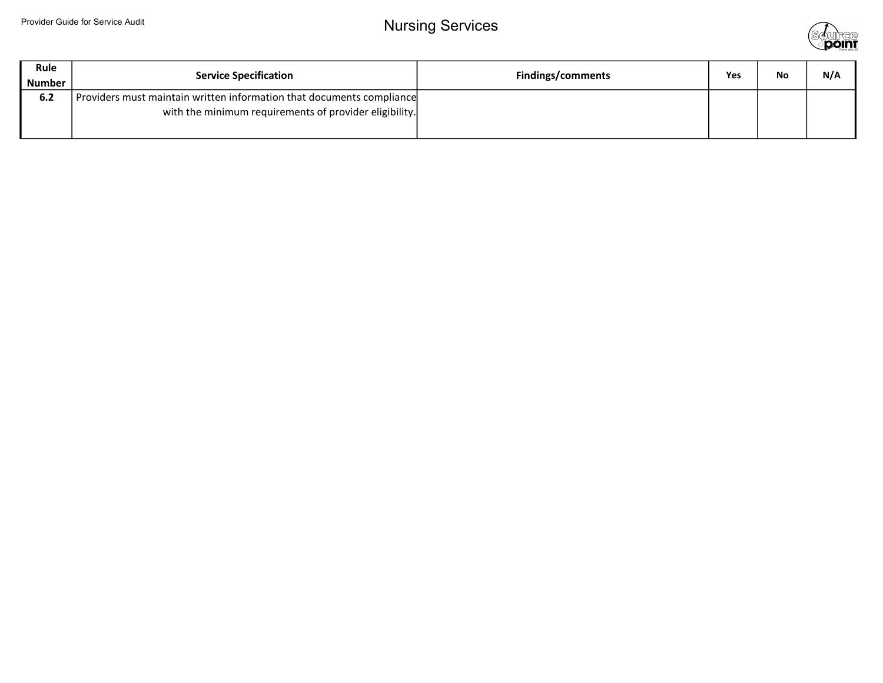# Nursing Services

| Rule Number | Service Specification | Findings/comments | Yes | No | N/A |
|---|---|---|---|---|---|
| 6.2 | Providers must maintain written information that documents compliance with the minimum requirements of provider eligibility. | | | | |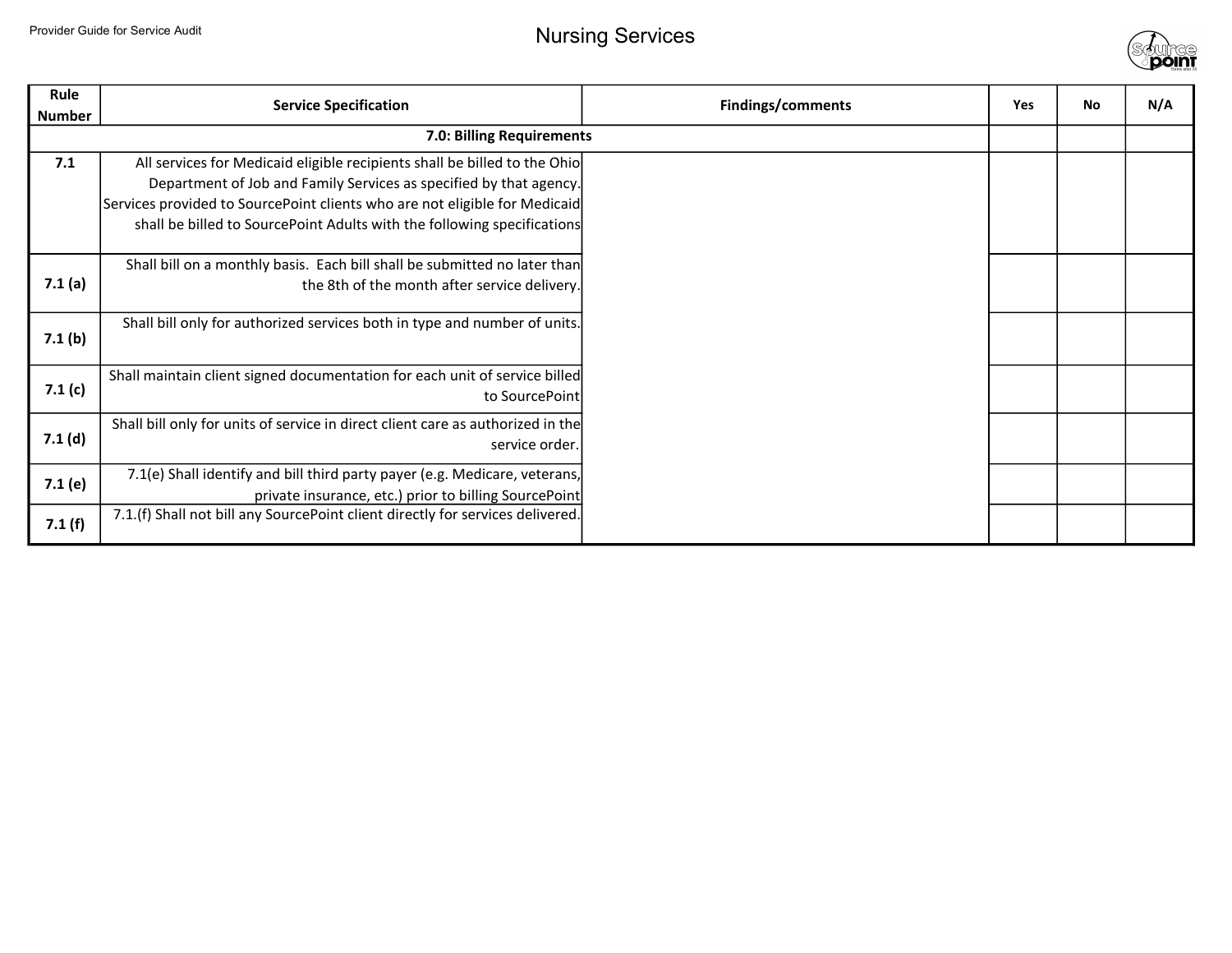| Rule Number | Service Specification | Findings/comments | Yes | No | N/A |
|---|---|---|---|---|---|
| | **7.0: Billing Requirements** | | | | |
| **7.1** | All services for Medicaid eligible recipients shall be billed to the Ohio Department of Job and Family Services as specified by that agency. Services provided to SourcePoint clients who are not eligible for Medicaid shall be billed to SourcePoint Adults with the following specifications | | | | |
| **7.1 (a)** | Shall bill on a monthly basis. Each bill shall be submitted no later than the 8th of the month after service delivery. | | | | |
| **7.1 (b)** | Shall bill only for authorized services both in type and number of units. | | | | |
| **7.1 (c)** | Shall maintain client signed documentation for each unit of service billed to SourcePoint | | | | |
| **7.1 (d)** | Shall bill only for units of service in direct client care as authorized in the service order. | | | | |
| **7.1 (e)** | 7.1(e) Shall identify and bill third party payer (e.g. Medicare, veterans, private insurance, etc.) prior to billing SourcePoint | | | | |
| **7.1 (f)** | 7.1.(f) Shall not bill any SourcePoint client directly for services delivered. | | | | |